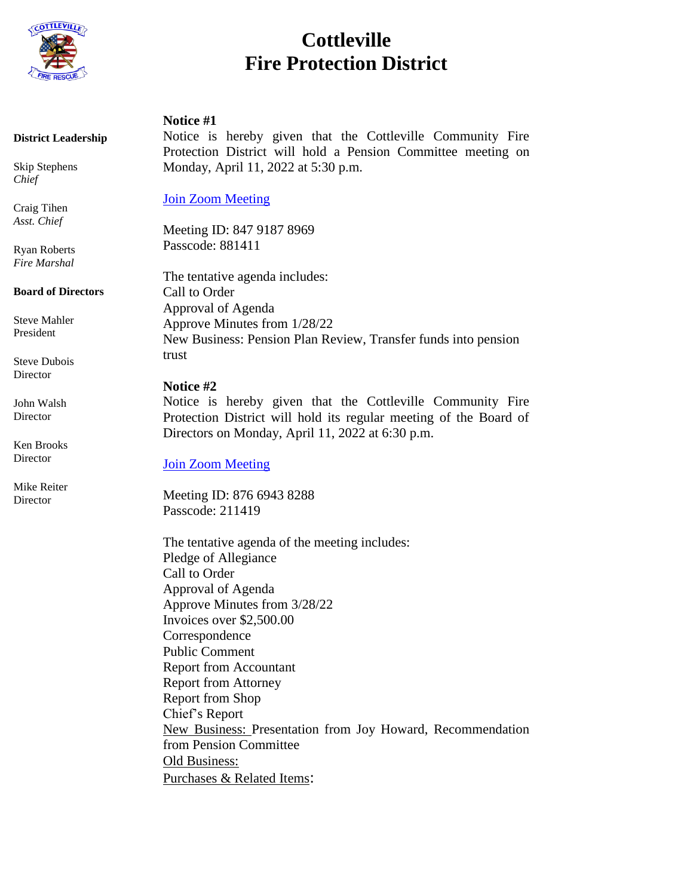# Cottleville
# Fire Protection District

**District Leadership**

Skip Stephens
*Chief*

Craig Tihen
*Asst. Chief*

Ryan Roberts
*Fire Marshal*

**Board of Directors**

Steve Mahler
President

Steve Dubois
Director

John Walsh
Director

Ken Brooks
Director

Mike Reiter
Director

**Notice #1**

Notice is hereby given that the Cottleville Community Fire Protection District will hold a Pension Committee meeting on Monday, April 11, 2022 at 5:30 p.m.

Join Zoom Meeting

Meeting ID: 847 9187 8969
Passcode: 881411

The tentative agenda includes:
Call to Order
Approval of Agenda
Approve Minutes from 1/28/22
New Business: Pension Plan Review, Transfer funds into pension trust

**Notice #2**

Notice is hereby given that the Cottleville Community Fire Protection District will hold its regular meeting of the Board of Directors on Monday, April 11, 2022 at 6:30 p.m.

Join Zoom Meeting

Meeting ID: 876 6943 8288
Passcode: 211419

The tentative agenda of the meeting includes:
Pledge of Allegiance
Call to Order
Approval of Agenda
Approve Minutes from 3/28/22
Invoices over $2,500.00
Correspondence
Public Comment
Report from Accountant
Report from Attorney
Report from Shop
Chief's Report
New Business: Presentation from Joy Howard, Recommendation from Pension Committee
Old Business:
Purchases & Related Items: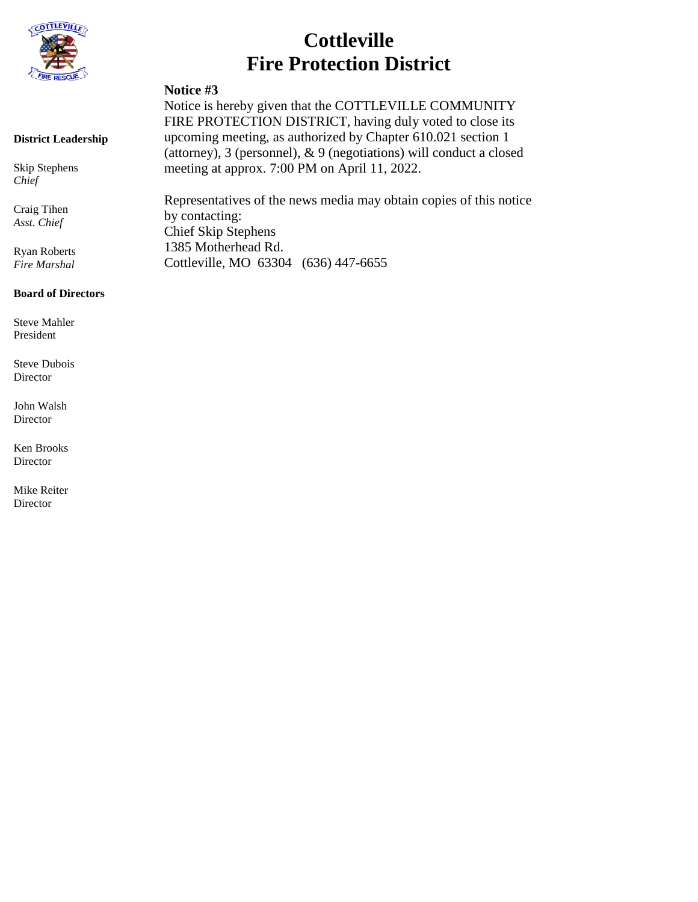# Cottleville
# Fire Protection District

**District Leadership**

Skip Stephens
*Chief*

Craig Tihen
*Asst. Chief*

Ryan Roberts
*Fire Marshal*

**Board of Directors**

Steve Mahler
President

Steve Dubois
Director

John Walsh
Director

Ken Brooks
Director

Mike Reiter
Director

**Notice #3**

Notice is hereby given that the COTTLEVILLE COMMUNITY FIRE PROTECTION DISTRICT, having duly voted to close its upcoming meeting, as authorized by Chapter 610.021 section 1 (attorney), 3 (personnel), & 9 (negotiations) will conduct a closed meeting at approx. 7:00 PM on April 11, 2022.

Representatives of the news media may obtain copies of this notice by contacting:
Chief Skip Stephens
1385 Motherhead Rd.
Cottleville, MO 63304 (636) 447-6655